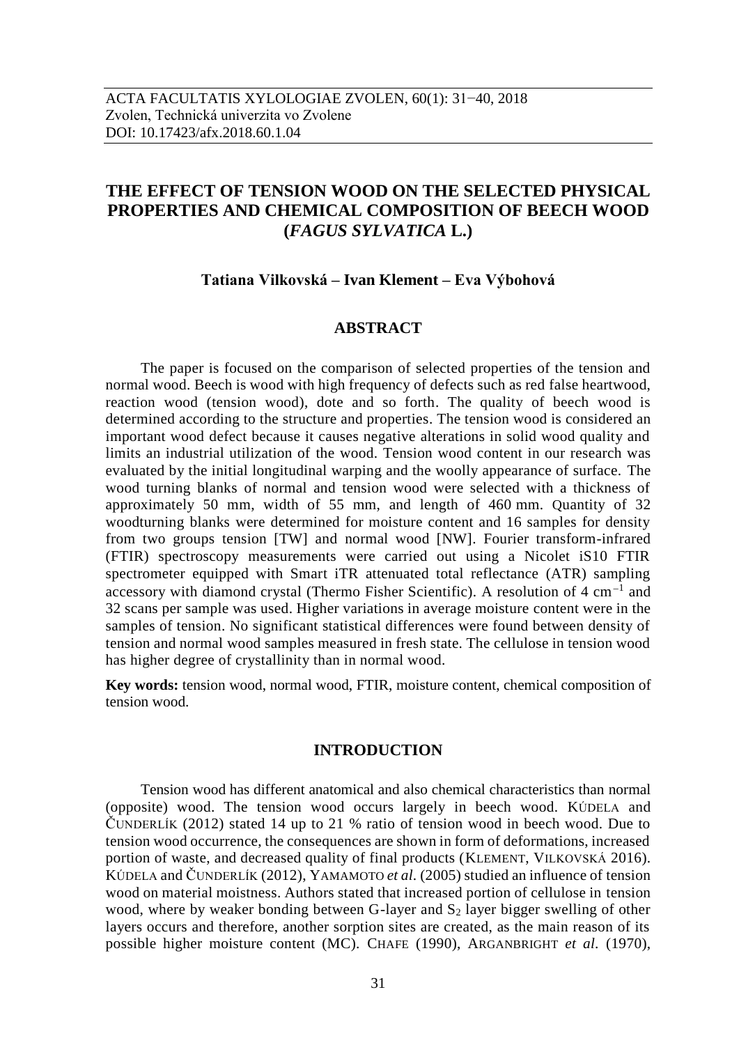ACTA FACULTATIS XYLOLOGIAE ZVOLEN, 60(1): 31−40, 2018
Zvolen, Technická univerzita vo Zvolene
DOI: 10.17423/afx.2018.60.1.04

# THE EFFECT OF TENSION WOOD ON THE SELECTED PHYSICAL PROPERTIES AND CHEMICAL COMPOSITION OF BEECH WOOD (*FAGUS SYLVATICA* L.)

**Tatiana Vilkovská – Ivan Klement – Eva Výbohová**

## ABSTRACT

The paper is focused on the comparison of selected properties of the tension and normal wood. Beech is wood with high frequency of defects such as red false heartwood, reaction wood (tension wood), dote and so forth. The quality of beech wood is determined according to the structure and properties. The tension wood is considered an important wood defect because it causes negative alterations in solid wood quality and limits an industrial utilization of the wood. Tension wood content in our research was evaluated by the initial longitudinal warping and the woolly appearance of surface. The wood turning blanks of normal and tension wood were selected with a thickness of approximately 50 mm, width of 55 mm, and length of 460 mm. Quantity of 32 woodturning blanks were determined for moisture content and 16 samples for density from two groups tension [TW] and normal wood [NW]. Fourier transform-infrared (FTIR) spectroscopy measurements were carried out using a Nicolet iS10 FTIR spectrometer equipped with Smart iTR attenuated total reflectance (ATR) sampling accessory with diamond crystal (Thermo Fisher Scientific). A resolution of 4 $cm^{-1}$ and 32 scans per sample was used. Higher variations in average moisture content were in the samples of tension. No significant statistical differences were found between density of tension and normal wood samples measured in fresh state. The cellulose in tension wood has higher degree of crystallinity than in normal wood.

**Key words:** tension wood, normal wood, FTIR, moisture content, chemical composition of tension wood.

## INTRODUCTION

Tension wood has different anatomical and also chemical characteristics than normal (opposite) wood. The tension wood occurs largely in beech wood. KÚDELA and ČUNDERLÍK (2012) stated 14 up to 21 % ratio of tension wood in beech wood. Due to tension wood occurrence, the consequences are shown in form of deformations, increased portion of waste, and decreased quality of final products (KLEMENT, VILKOVSKÁ 2016). KÚDELA and ČUNDERLÍK (2012), YAMAMOTO *et al.* (2005) studied an influence of tension wood on material moistness. Authors stated that increased portion of cellulose in tension wood, where by weaker bonding between G-layer and $S_2$ layer bigger swelling of other layers occurs and therefore, another sorption sites are created, as the main reason of its possible higher moisture content (MC). CHAFE (1990), ARGANBRIGHT *et al.* (1970),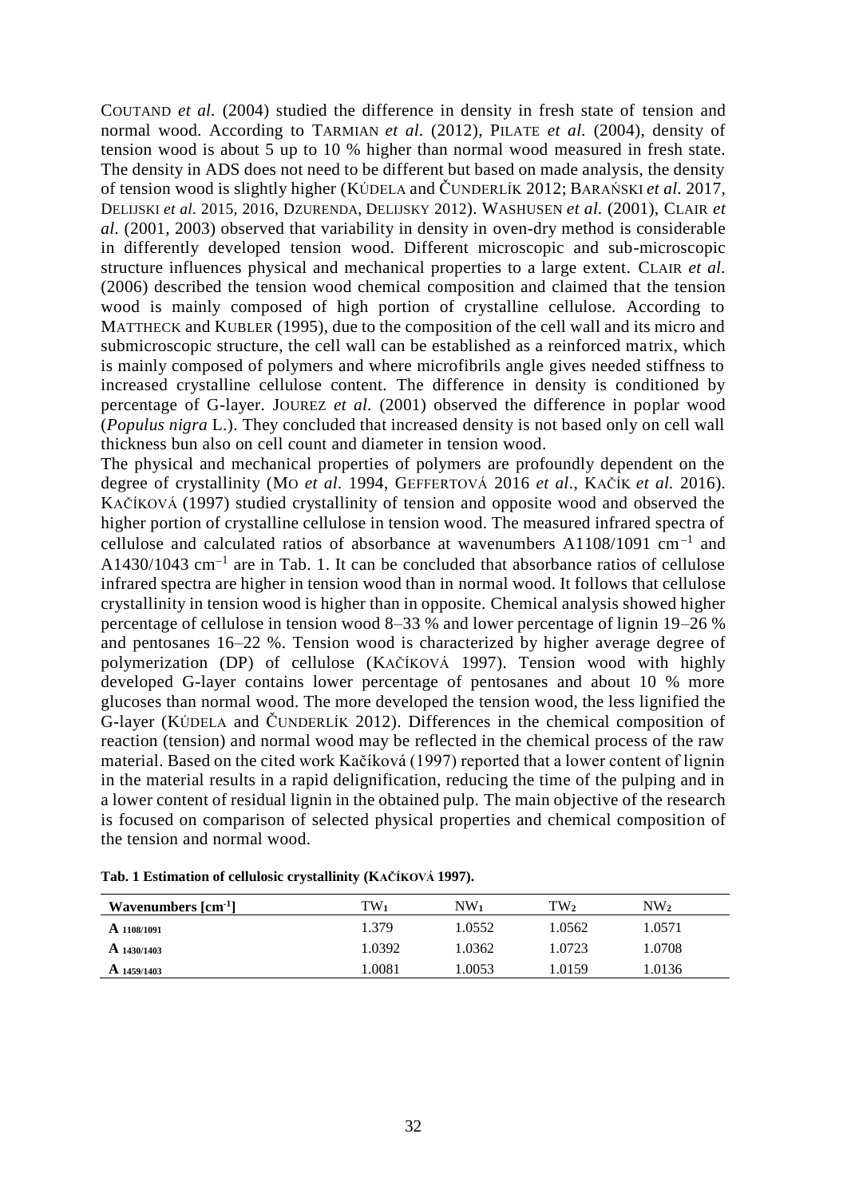COUTAND *et al.* (2004) studied the difference in density in fresh state of tension and normal wood. According to TARMIAN *et al.* (2012), PILATE *et al.* (2004), density of tension wood is about 5 up to 10 % higher than normal wood measured in fresh state. The density in ADS does not need to be different but based on made analysis, the density of tension wood is slightly higher (KÚDELA and ČUNDERLÍK 2012; BARAŃSKI *et al.* 2017, DELIJSKI *et al.* 2015, 2016, DZURENDA, DELIJSKY 2012). WASHUSEN *et al.* (2001), CLAIR *et al.* (2001, 2003) observed that variability in density in oven-dry method is considerable in differently developed tension wood. Different microscopic and sub-microscopic structure influences physical and mechanical properties to a large extent. CLAIR *et al.* (2006) described the tension wood chemical composition and claimed that the tension wood is mainly composed of high portion of crystalline cellulose. According to MATTHECK and KUBLER (1995), due to the composition of the cell wall and its micro and submicroscopic structure, the cell wall can be established as a reinforced matrix, which is mainly composed of polymers and where microfibrils angle gives needed stiffness to increased crystalline cellulose content. The difference in density is conditioned by percentage of G-layer. JOUREZ *et al.* (2001) observed the difference in poplar wood (*Populus nigra* L.). They concluded that increased density is not based only on cell wall thickness bun also on cell count and diameter in tension wood.

The physical and mechanical properties of polymers are profoundly dependent on the degree of crystallinity (MO *et al.* 1994, GEFFERTOVÁ 2016 *et al*., KAČÍK *et al.* 2016). KAČÍKOVÁ (1997) studied crystallinity of tension and opposite wood and observed the higher portion of crystalline cellulose in tension wood. The measured infrared spectra of cellulose and calculated ratios of absorbance at wavenumbers A1108/1091 $cm^{-1}$ and A1430/1043 $cm^{-1}$ are in Tab. 1. It can be concluded that absorbance ratios of cellulose infrared spectra are higher in tension wood than in normal wood. It follows that cellulose crystallinity in tension wood is higher than in opposite. Chemical analysis showed higher percentage of cellulose in tension wood 8–33 % and lower percentage of lignin 19–26 % and pentosanes 16–22 %. Tension wood is characterized by higher average degree of polymerization (DP) of cellulose (KAČÍKOVÁ 1997). Tension wood with highly developed G-layer contains lower percentage of pentosanes and about 10 % more glucoses than normal wood. The more developed the tension wood, the less lignified the G-layer (KÚDELA and ČUNDERLÍK 2012). Differences in the chemical composition of reaction (tension) and normal wood may be reflected in the chemical process of the raw material. Based on the cited work Kačíková (1997) reported that a lower content of lignin in the material results in a rapid delignification, reducing the time of the pulping and in a lower content of residual lignin in the obtained pulp. The main objective of the research is focused on comparison of selected physical properties and chemical composition of the tension and normal wood.

**Tab. 1 Estimation of cellulosic crystallinity (KAČÍKOVÁ 1997).**

| Wavenumbers [$cm^{-1}$] | $TW_1$ | $NW_1$ | $TW_2$ | $NW_2$ |
|---|---|---|---|---|
| $A_{1108/1091}$ | 1.379 | 1.0552 | 1.0562 | 1.0571 |
| $A_{1430/1403}$ | 1.0392 | 1.0362 | 1.0723 | 1.0708 |
| $A_{1459/1403}$ | 1.0081 | 1.0053 | 1.0159 | 1.0136 |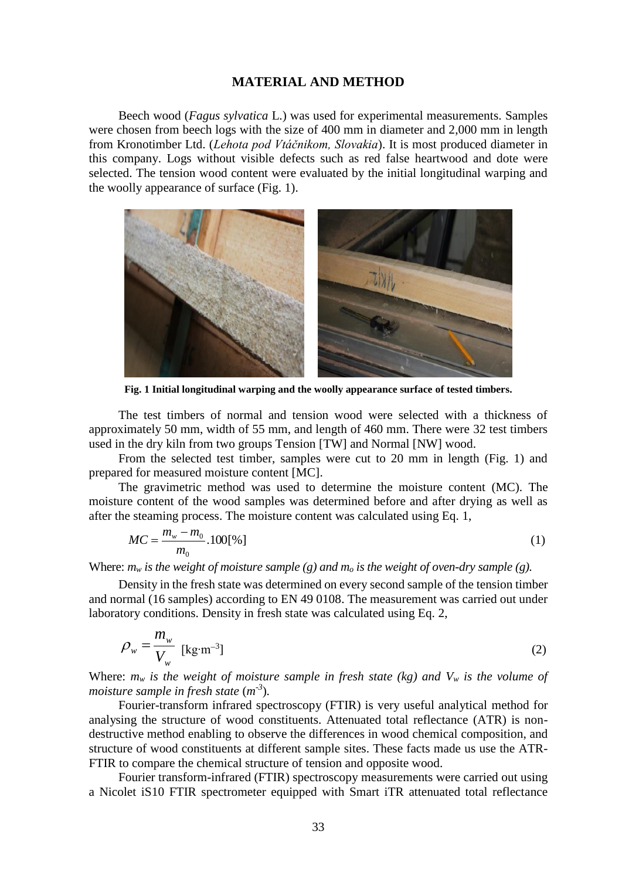## MATERIAL AND METHOD

Beech wood (*Fagus sylvatica* L.) was used for experimental measurements. Samples were chosen from beech logs with the size of 400 mm in diameter and 2,000 mm in length from Kronotimber Ltd. (*Lehota pod Vtáčnikom, Slovakia*). It is most produced diameter in this company. Logs without visible defects such as red false heartwood and dote were selected. The tension wood content were evaluated by the initial longitudinal warping and the woolly appearance of surface (Fig. 1).

**Fig. 1 Initial longitudinal warping and the woolly appearance surface of tested timbers.**

The test timbers of normal and tension wood were selected with a thickness of approximately 50 mm, width of 55 mm, and length of 460 mm. There were 32 test timbers used in the dry kiln from two groups Tension [TW] and Normal [NW] wood.

From the selected test timber, samples were cut to 20 mm in length (Fig. 1) and prepared for measured moisture content [MC].

The gravimetric method was used to determine the moisture content (MC). The moisture content of the wood samples was determined before and after drying as well as after the steaming process. The moisture content was calculated using Eq. 1,

$$MC = \frac{m_w - m_0}{m_0}.100[\%] \tag{1}$$

Where: *$m_w$ is the weight of moisture sample (g) and $m_o$ is the weight of oven-dry sample (g).*

Density in the fresh state was determined on every second sample of the tension timber and normal (16 samples) according to EN 49 0108. The measurement was carried out under laboratory conditions. Density in fresh state was calculated using Eq. 2,

$$\rho_w = \frac{m_w}{V_w} \ [\text{kg}\cdot\text{m}^{-3}] \tag{2}$$

Where: *$m_w$ is the weight of moisture sample in fresh state (kg) and $V_w$ is the volume of moisture sample in fresh state ($m^{-3}$).*

Fourier-transform infrared spectroscopy (FTIR) is very useful analytical method for analysing the structure of wood constituents. Attenuated total reflectance (ATR) is non-destructive method enabling to observe the differences in wood chemical composition, and structure of wood constituents at different sample sites. These facts made us use the ATR-FTIR to compare the chemical structure of tension and opposite wood.

Fourier transform-infrared (FTIR) spectroscopy measurements were carried out using a Nicolet iS10 FTIR spectrometer equipped with Smart iTR attenuated total reflectance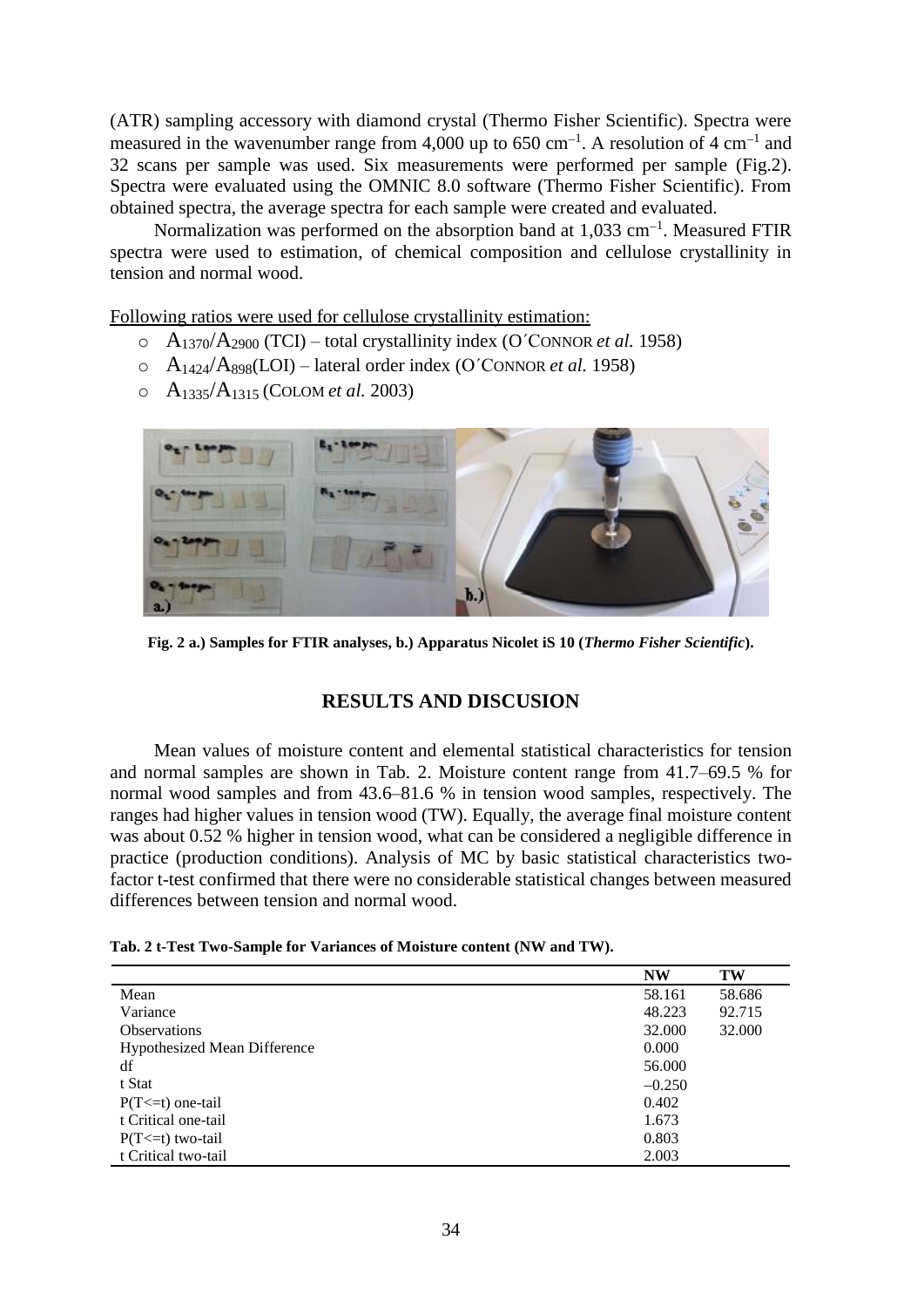(ATR) sampling accessory with diamond crystal (Thermo Fisher Scientific). Spectra were measured in the wavenumber range from 4,000 up to 650 $cm^{-1}$. A resolution of 4 $cm^{-1}$ and 32 scans per sample was used. Six measurements were performed per sample (Fig.2). Spectra were evaluated using the OMNIC 8.0 software (Thermo Fisher Scientific). From obtained spectra, the average spectra for each sample were created and evaluated.

Normalization was performed on the absorption band at 1,033 $cm^{-1}$. Measured FTIR spectra were used to estimation, of chemical composition and cellulose crystallinity in tension and normal wood.

Following ratios were used for cellulose crystallinity estimation:

- $A_{1370}/A_{2900}$ (TCI) – total crystallinity index (O´CONNOR *et al.* 1958)
- $A_{1424}/A_{898}$(LOI) – lateral order index (O´CONNOR *et al.* 1958)
- $A_{1335}/A_{1315}$ (COLOM *et al.* 2003)

**Fig. 2 a.) Samples for FTIR analyses, b.) Apparatus Nicolet iS 10 (*Thermo Fisher Scientific*).**

## RESULTS AND DISCUSION

Mean values of moisture content and elemental statistical characteristics for tension and normal samples are shown in Tab. 2. Moisture content range from 41.7–69.5 % for normal wood samples and from 43.6–81.6 % in tension wood samples, respectively. The ranges had higher values in tension wood (TW). Equally, the average final moisture content was about 0.52 % higher in tension wood, what can be considered a negligible difference in practice (production conditions). Analysis of MC by basic statistical characteristics two-factor t-test confirmed that there were no considerable statistical changes between measured differences between tension and normal wood.

**Tab. 2 t-Test Two-Sample for Variances of Moisture content (NW and TW).**

| | NW | TW |
|---|---|---|
| Mean | 58.161 | 58.686 |
| Variance | 48.223 | 92.715 |
| Observations | 32.000 | 32.000 |
| Hypothesized Mean Difference | 0.000 | |
| df | 56.000 | |
| t Stat | −0.250 | |
| P(T<=t) one-tail | 0.402 | |
| t Critical one-tail | 1.673 | |
| P(T<=t) two-tail | 0.803 | |
| t Critical two-tail | 2.003 | |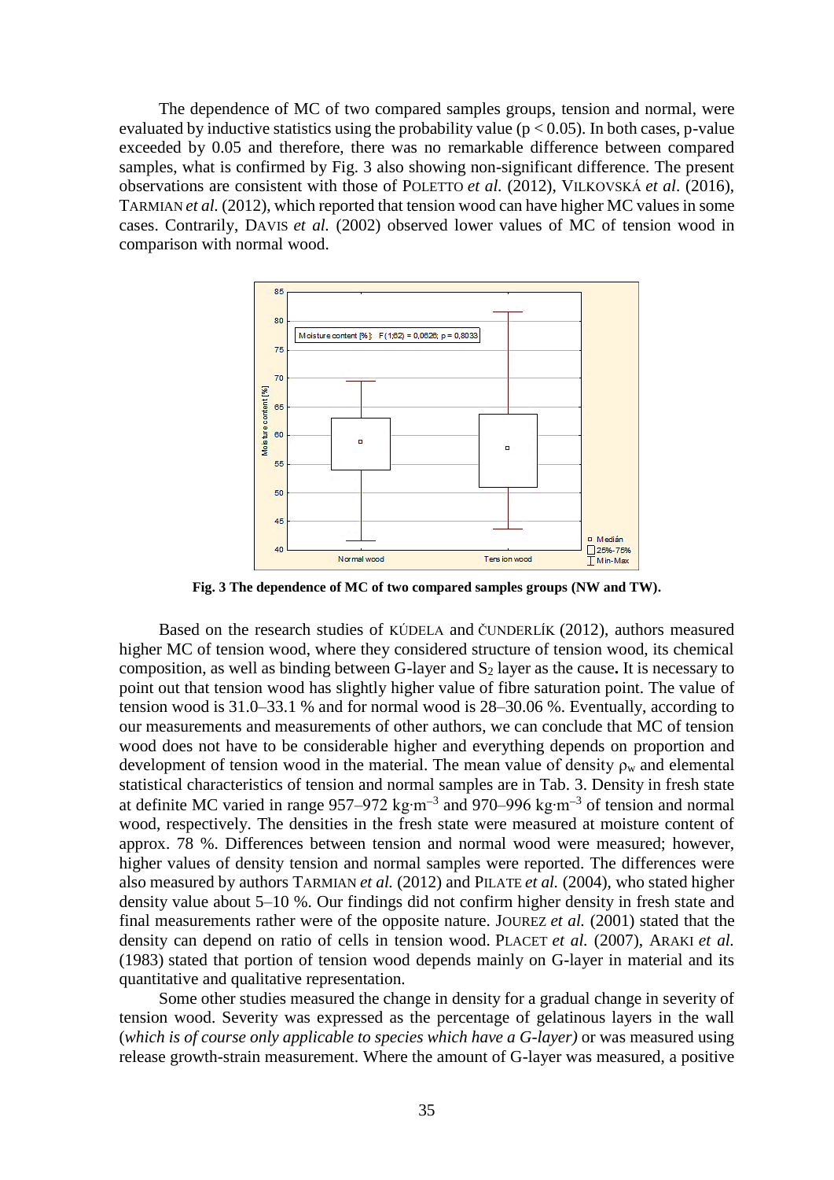The dependence of MC of two compared samples groups, tension and normal, were evaluated by inductive statistics using the probability value ($p < 0.05$). In both cases, p-value exceeded by 0.05 and therefore, there was no remarkable difference between compared samples, what is confirmed by Fig. 3 also showing non-significant difference. The present observations are consistent with those of POLETTO *et al.* (2012), VILKOVSKÁ *et al*. (2016), TARMIAN *et al.* (2012), which reported that tension wood can have higher MC values in some cases. Contrarily, DAVIS *et al.* (2002) observed lower values of MC of tension wood in comparison with normal wood.

**Fig. 3 The dependence of MC of two compared samples groups (NW and TW).**

Based on the research studies of KÚDELA and ČUNDERLÍK (2012), authors measured higher MC of tension wood, where they considered structure of tension wood, its chemical composition, as well as binding between G-layer and $S_2$ layer as the cause**.** It is necessary to point out that tension wood has slightly higher value of fibre saturation point. The value of tension wood is 31.0–33.1 % and for normal wood is 28–30.06 %. Eventually, according to our measurements and measurements of other authors, we can conclude that MC of tension wood does not have to be considerable higher and everything depends on proportion and development of tension wood in the material. The mean value of density $\rho_w$ and elemental statistical characteristics of tension and normal samples are in Tab. 3. Density in fresh state at definite MC varied in range 957–972 $kg \cdot m^{-3}$ and 970–996 $kg \cdot m^{-3}$ of tension and normal wood, respectively. The densities in the fresh state were measured at moisture content of approx. 78 %. Differences between tension and normal wood were measured; however, higher values of density tension and normal samples were reported. The differences were also measured by authors TARMIAN *et al.* (2012) and PILATE *et al.* (2004), who stated higher density value about 5–10 %. Our findings did not confirm higher density in fresh state and final measurements rather were of the opposite nature. JOUREZ *et al.* (2001) stated that the density can depend on ratio of cells in tension wood. PLACET *et al.* (2007), ARAKI *et al.* (1983) stated that portion of tension wood depends mainly on G-layer in material and its quantitative and qualitative representation.

Some other studies measured the change in density for a gradual change in severity of tension wood. Severity was expressed as the percentage of gelatinous layers in the wall (*which is of course only applicable to species which have a G-layer)* or was measured using release growth-strain measurement. Where the amount of G-layer was measured, a positive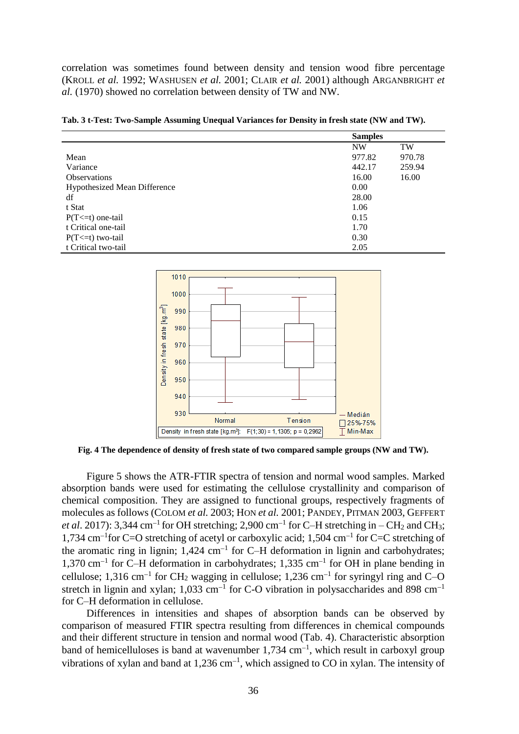correlation was sometimes found between density and tension wood fibre percentage (KROLL *et al.* 1992; WASHUSEN *et al.* 2001; CLAIR *et al.* 2001) although ARGANBRIGHT *et al.* (1970) showed no correlation between density of TW and NW.

**Tab. 3 t-Test: Two-Sample Assuming Unequal Variances for Density in fresh state (NW and TW).**

| | Samples | |
|---|---|---|
| | NW | TW |
| Mean | 977.82 | 970.78 |
| Variance | 442.17 | 259.94 |
| Observations | 16.00 | 16.00 |
| Hypothesized Mean Difference | 0.00 | |
| df | 28.00 | |
| t Stat | 1.06 | |
| P(T<=t) one-tail | 0.15 | |
| t Critical one-tail | 1.70 | |
| P(T<=t) two-tail | 0.30 | |
| t Critical two-tail | 2.05 | |

**Fig. 4 The dependence of density of fresh state of two compared sample groups (NW and TW).**

Figure 5 shows the ATR-FTIR spectra of tension and normal wood samples. Marked absorption bands were used for estimating the cellulose crystallinity and comparison of chemical composition. They are assigned to functional groups, respectively fragments of molecules as follows (COLOM *et al.* 2003; HON *et al.* 2001; PANDEY, PITMAN 2003, GEFFERT *et al*. 2017): 3,344 $cm^{-1}$ for OH stretching; 2,900 $cm^{-1}$ for C–H stretching in – $CH_2$ and $CH_3$; 1,734 $cm^{-1}$for C=O stretching of acetyl or carboxylic acid; 1,504 $cm^{-1}$ for C=C stretching of the aromatic ring in lignin; 1,424 $cm^{-1}$ for C–H deformation in lignin and carbohydrates; 1,370 $cm^{-1}$ for C–H deformation in carbohydrates; 1,335 $cm^{-1}$ for OH in plane bending in cellulose; 1,316 $cm^{-1}$ for $CH_2$ wagging in cellulose; 1,236 $cm^{-1}$ for syringyl ring and C–O stretch in lignin and xylan; 1,033 $cm^{-1}$ for C-O vibration in polysaccharides and 898 $cm^{-1}$ for C–H deformation in cellulose.

Differences in intensities and shapes of absorption bands can be observed by comparison of measured FTIR spectra resulting from differences in chemical compounds and their different structure in tension and normal wood (Tab. 4). Characteristic absorption band of hemicelluloses is band at wavenumber 1,734 $cm^{-1}$, which result in carboxyl group vibrations of xylan and band at 1,236 $cm^{-1}$, which assigned to CO in xylan. The intensity of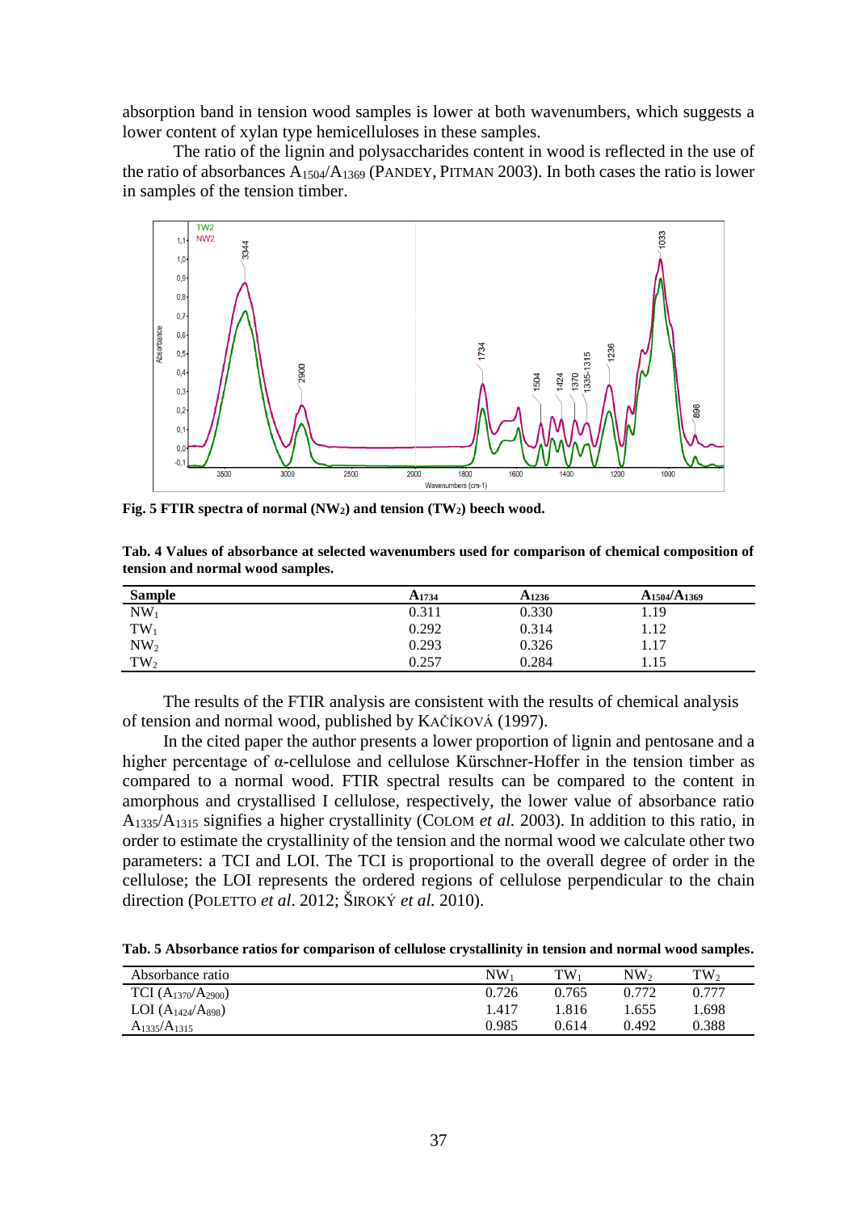absorption band in tension wood samples is lower at both wavenumbers, which suggests a lower content of xylan type hemicelluloses in these samples.

The ratio of the lignin and polysaccharides content in wood is reflected in the use of the ratio of absorbances $A_{1504}/A_{1369}$ (PANDEY, PITMAN 2003). In both cases the ratio is lower in samples of the tension timber.

**Fig. 5 FTIR spectra of normal ($NW_2$) and tension ($TW_2$) beech wood.**

**Tab. 4 Values of absorbance at selected wavenumbers used for comparison of chemical composition of tension and normal wood samples.**

| Sample | $A_{1734}$ | $A_{1236}$ | $A_{1504}/A_{1369}$ |
|---|---|---|---|
| $NW_1$ | 0.311 | 0.330 | 1.19 |
| $TW_1$ | 0.292 | 0.314 | 1.12 |
| $NW_2$ | 0.293 | 0.326 | 1.17 |
| $TW_2$ | 0.257 | 0.284 | 1.15 |

The results of the FTIR analysis are consistent with the results of chemical analysis of tension and normal wood, published by KAČÍKOVÁ (1997).

In the cited paper the author presents a lower proportion of lignin and pentosane and a higher percentage of α-cellulose and cellulose Kürschner-Hoffer in the tension timber as compared to a normal wood. FTIR spectral results can be compared to the content in amorphous and crystallised I cellulose, respectively, the lower value of absorbance ratio $A_{1335}/A_{1315}$ signifies a higher crystallinity (COLOM *et al.* 2003). In addition to this ratio, in order to estimate the crystallinity of the tension and the normal wood we calculate other two parameters: a TCI and LOI. The TCI is proportional to the overall degree of order in the cellulose; the LOI represents the ordered regions of cellulose perpendicular to the chain direction (POLETTO *et al*. 2012; ŠIROKÝ *et al.* 2010).

**Tab. 5 Absorbance ratios for comparison of cellulose crystallinity in tension and normal wood samples.**

| Absorbance ratio | $NW_1$ | $TW_1$ | $NW_2$ | $TW_2$ |
|---|---|---|---|---|
| TCI ($A_{1370}/A_{2900}$) | 0.726 | 0.765 | 0.772 | 0.777 |
| LOI ($A_{1424}/A_{898}$) | 1.417 | 1.816 | 1.655 | 1.698 |
| $A_{1335}/A_{1315}$ | 0.985 | 0.614 | 0.492 | 0.388 |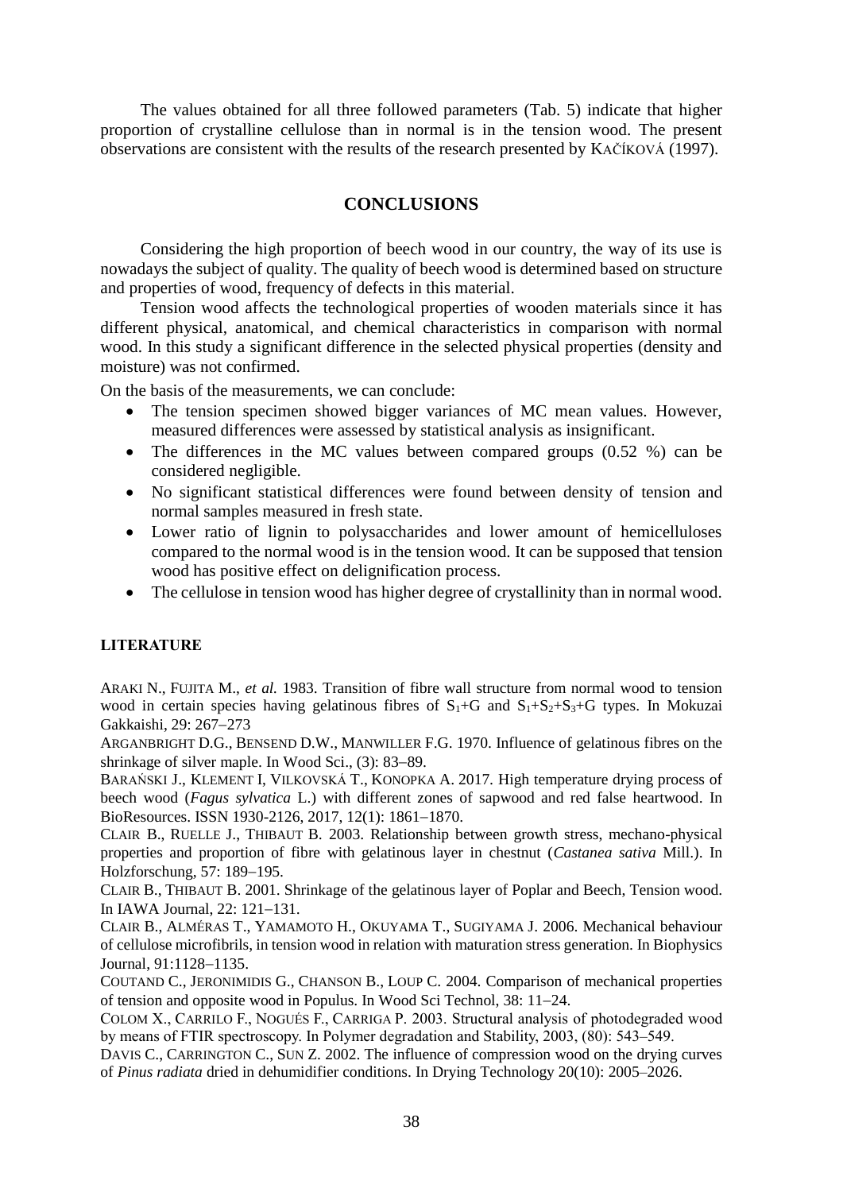The values obtained for all three followed parameters (Tab. 5) indicate that higher proportion of crystalline cellulose than in normal is in the tension wood. The present observations are consistent with the results of the research presented by KAČÍKOVÁ (1997).

## CONCLUSIONS

Considering the high proportion of beech wood in our country, the way of its use is nowadays the subject of quality. The quality of beech wood is determined based on structure and properties of wood, frequency of defects in this material.

Tension wood affects the technological properties of wooden materials since it has different physical, anatomical, and chemical characteristics in comparison with normal wood. In this study a significant difference in the selected physical properties (density and moisture) was not confirmed.

On the basis of the measurements, we can conclude:

- The tension specimen showed bigger variances of MC mean values. However, measured differences were assessed by statistical analysis as insignificant.
- The differences in the MC values between compared groups (0.52 %) can be considered negligible.
- No significant statistical differences were found between density of tension and normal samples measured in fresh state.
- Lower ratio of lignin to polysaccharides and lower amount of hemicelluloses compared to the normal wood is in the tension wood. It can be supposed that tension wood has positive effect on delignification process.
- The cellulose in tension wood has higher degree of crystallinity than in normal wood.

### LITERATURE

ARAKI N., FUJITA M., *et al.* 1983. Transition of fibre wall structure from normal wood to tension wood in certain species having gelatinous fibres of $S_1$+G and $S_1$+$S_2$+$S_3$+G types. In Mokuzai Gakkaishi, 29: 267–273

ARGANBRIGHT D.G., BENSEND D.W., MANWILLER F.G. 1970. Influence of gelatinous fibres on the shrinkage of silver maple. In Wood Sci., (3): 83–89.

BARAŃSKI J., KLEMENT I, VILKOVSKÁ T., KONOPKA A. 2017. High temperature drying process of beech wood (*Fagus sylvatica* L.) with different zones of sapwood and red false heartwood. In BioResources. ISSN 1930-2126, 2017, 12(1): 1861–1870.

CLAIR B., RUELLE J., THIBAUT B. 2003. Relationship between growth stress, mechano-physical properties and proportion of fibre with gelatinous layer in chestnut (*Castanea sativa* Mill.). In Holzforschung, 57: 189–195.

CLAIR B., THIBAUT B. 2001. Shrinkage of the gelatinous layer of Poplar and Beech, Tension wood. In IAWA Journal, 22: 121–131.

CLAIR B., ALMÉRAS T., YAMAMOTO H., OKUYAMA T., SUGIYAMA J. 2006. Mechanical behaviour of cellulose microfibrils, in tension wood in relation with maturation stress generation. In Biophysics Journal, 91:1128–1135.

COUTAND C., JERONIMIDIS G., CHANSON B., LOUP C. 2004. Comparison of mechanical properties of tension and opposite wood in Populus. In Wood Sci Technol, 38: 11–24.

COLOM X., CARRILO F., NOGUÉS F., CARRIGA P. 2003. Structural analysis of photodegraded wood by means of FTIR spectroscopy. In Polymer degradation and Stability, 2003, (80): 543–549.

DAVIS C., CARRINGTON C., SUN Z. 2002. The influence of compression wood on the drying curves of *Pinus radiata* dried in dehumidifier conditions. In Drying Technology 20(10): 2005–2026.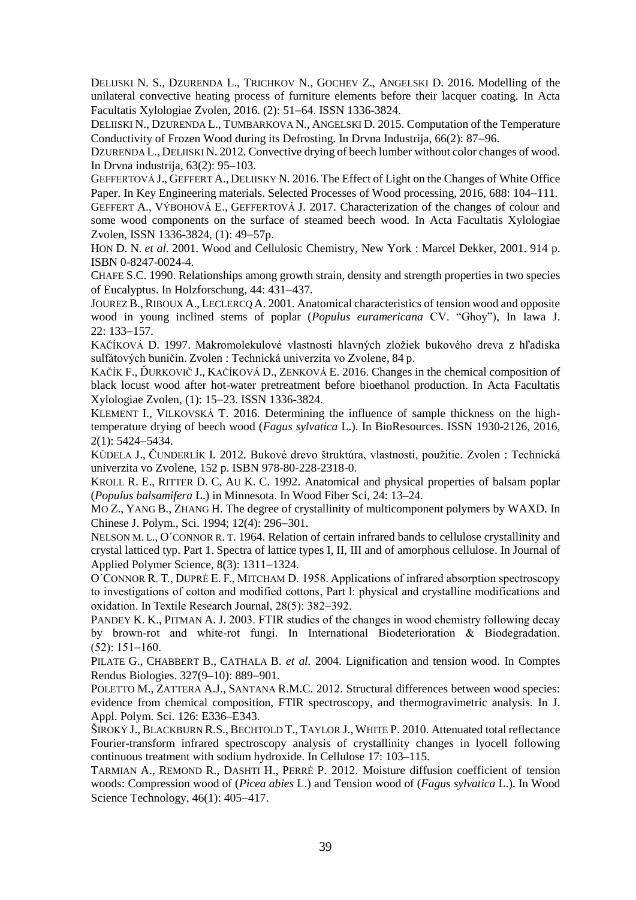DELIJSKI N. S., DZURENDA L., TRICHKOV N., GOCHEV Z., ANGELSKI D. 2016. Modelling of the unilateral convective heating process of furniture elements before their lacquer coating. In Acta Facultatis Xylologiae Zvolen, 2016. (2): 51−64. ISSN 1336-3824.

DELIISKI N., DZURENDA L., TUMBARKOVA N., ANGELSKI D. 2015. Computation of the Temperature Conductivity of Frozen Wood during its Defrosting. In Drvna Industrija, 66(2): 87−96.

DZURENDA L., DELIISKI N. 2012. Convective drying of beech lumber without color changes of wood. In Drvna industrija, 63(2): 95–103.

GEFFERTOVÁ J., GEFFERT A., DELIISKY N. 2016. The Effect of Light on the Changes of White Office Paper. In Key Engineering materials. Selected Processes of Wood processing, 2016, 688: 104−111.

GEFFERT A., VÝBOHOVÁ E., GEFFERTOVÁ J. 2017. Characterization of the changes of colour and some wood components on the surface of steamed beech wood. In Acta Facultatis Xylologiae Zvolen, ISSN 1336-3824, (1): 49−57p.

HON D. N. *et al*. 2001. Wood and Cellulosic Chemistry, New York : Marcel Dekker, 2001. 914 p. ISBN 0-8247-0024-4.

CHAFE S.C. 1990. Relationships among growth strain, density and strength properties in two species of Eucalyptus. In Holzforschung, 44: 431−437.

JOUREZ B., RIBOUX A., LECLERCQ A. 2001. Anatomical characteristics of tension wood and opposite wood in young inclined stems of poplar (*Populus euramericana* CV. "Ghoy"), In Iawa J. 22: 133−157.

KAČÍKOVÁ D. 1997. Makromolekulové vlastnosti hlavných zložiek bukového dreva z hľadiska sulfátových buničín. Zvolen : Technická univerzita vo Zvolene, 84 p.

KAČÍK F., ĎURKOVIČ J., KAČÍKOVÁ D., ZENKOVÁ E. 2016. Changes in the chemical composition of black locust wood after hot-water pretreatment before bioethanol production. In Acta Facultatis Xylologiae Zvolen, (1): 15−23. ISSN 1336-3824.

KLEMENT I., VILKOVSKÁ T. 2016. Determining the influence of sample thickness on the high-temperature drying of beech wood (*Fagus sylvatica* L.). In BioResources. ISSN 1930-2126, 2016, 2(1): 5424−5434.

KÚDELA J., ČUNDERLÍK I. 2012. Bukové drevo štruktúra, vlastnosti, použitie. Zvolen : Technická univerzita vo Zvolene, 152 p. ISBN 978-80-228-2318-0.

KROLL R. E., RITTER D. C, AU K. C. 1992. Anatomical and physical properties of balsam poplar (*Populus balsamifera* L.) in Minnesota. In Wood Fiber Sci, 24: 13–24.

MO Z., YANG B., ZHANG H. The degree of crystallinity of multicomponent polymers by WAXD. In Chinese J. Polym., Sci. 1994; 12(4): 296−301.

NELSON M. L., O´CONNOR R. T. 1964. Relation of certain infrared bands to cellulose crystallinity and crystal latticed typ. Part 1. Spectra of lattice types I, II, III and of amorphous cellulose. In Journal of Applied Polymer Science, 8(3): 1311−1324.

O´CONNOR R. T., DUPRÉ E. F., MITCHAM D. 1958. Applications of infrared absorption spectroscopy to investigations of cotton and modified cottons, Part l: physical and crystalline modifications and oxidation. In Textile Research Journal, 28(5): 382−392.

PANDEY K. K., PITMAN A. J. 2003. FTIR studies of the changes in wood chemistry following decay by brown-rot and white-rot fungi. In International Biodeterioration & Biodegradation. (52): 151−160.

PILATE G., CHABBERT B., CATHALA B. *et al.* 2004. Lignification and tension wood. In Comptes Rendus Biologies. 327(9–10): 889−901.

POLETTO M., ZATTERA A.J., SANTANA R.M.C. 2012. Structural differences between wood species: evidence from chemical composition, FTIR spectroscopy, and thermogravimetric analysis. In J. Appl. Polym. Sci. 126: E336–E343.

ŠIROKÝ J., BLACKBURN R.S., BECHTOLD T., TAYLOR J., WHITE P. 2010. Attenuated total reflectance Fourier-transform infrared spectroscopy analysis of crystallinity changes in lyocell following continuous treatment with sodium hydroxide. In Cellulose 17: 103–115.

TARMIAN A., REMOND R., DASHTI H., PERRÉ P. 2012. Moisture diffusion coefficient of tension woods: Compression wood of (*Picea abies* L.) and Tension wood of (*Fagus sylvatica* L.). In Wood Science Technology, 46(1): 405−417.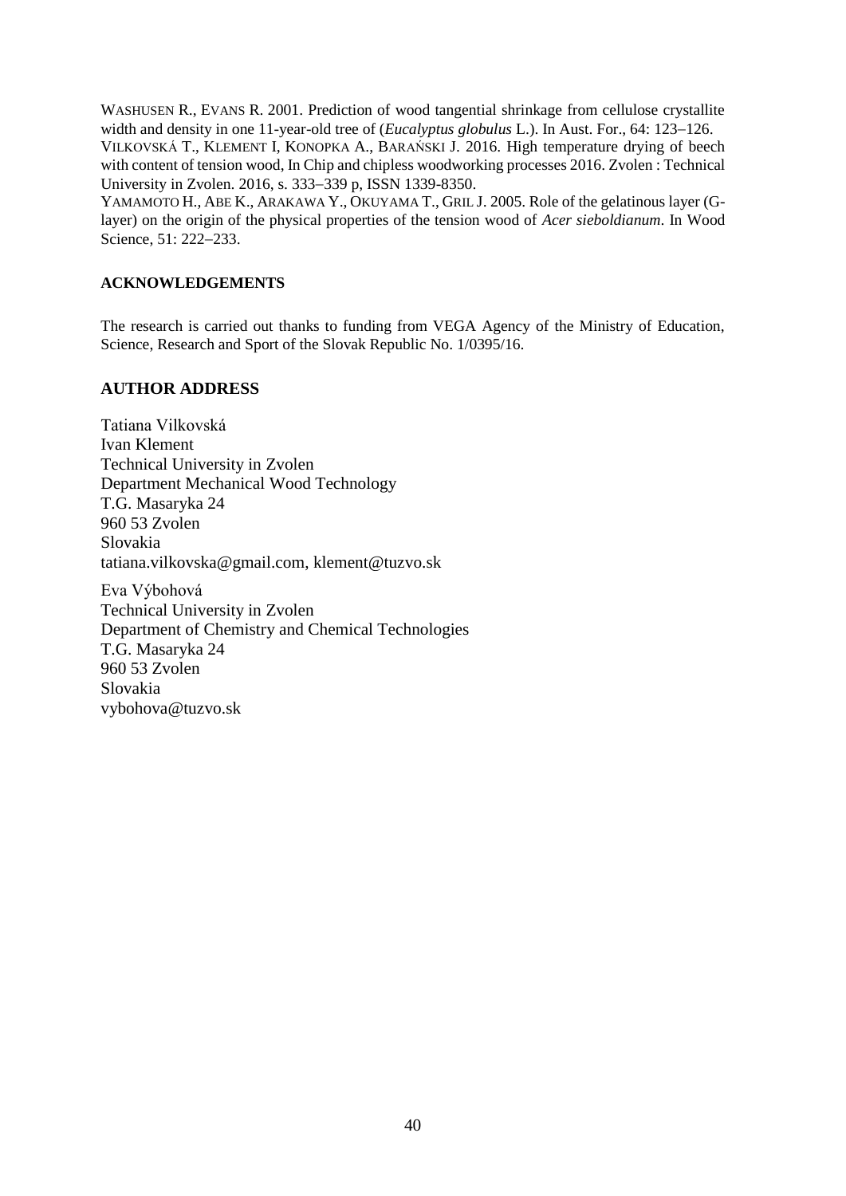WASHUSEN R., EVANS R. 2001. Prediction of wood tangential shrinkage from cellulose crystallite width and density in one 11-year-old tree of (*Eucalyptus globulus* L.). In Aust. For., 64: 123–126.

VILKOVSKÁ T., KLEMENT I, KONOPKA A., BARAŃSKI J. 2016. High temperature drying of beech with content of tension wood, In Chip and chipless woodworking processes 2016. Zvolen : Technical University in Zvolen. 2016, s. 333–339 p, ISSN 1339-8350.

YAMAMOTO H., ABE K., ARAKAWA Y., OKUYAMA T., GRIL J. 2005. Role of the gelatinous layer (G-layer) on the origin of the physical properties of the tension wood of *Acer sieboldianum*. In Wood Science, 51: 222–233.

**ACKNOWLEDGEMENTS**

The research is carried out thanks to funding from VEGA Agency of the Ministry of Education, Science, Research and Sport of the Slovak Republic No. 1/0395/16.

## AUTHOR ADDRESS

Tatiana Vilkovská
Ivan Klement
Technical University in Zvolen
Department Mechanical Wood Technology
T.G. Masaryka 24
960 53 Zvolen
Slovakia
tatiana.vilkovska@gmail.com, klement@tuzvo.sk

Eva Výbohová
Technical University in Zvolen
Department of Chemistry and Chemical Technologies
T.G. Masaryka 24
960 53 Zvolen
Slovakia
vybohova@tuzvo.sk